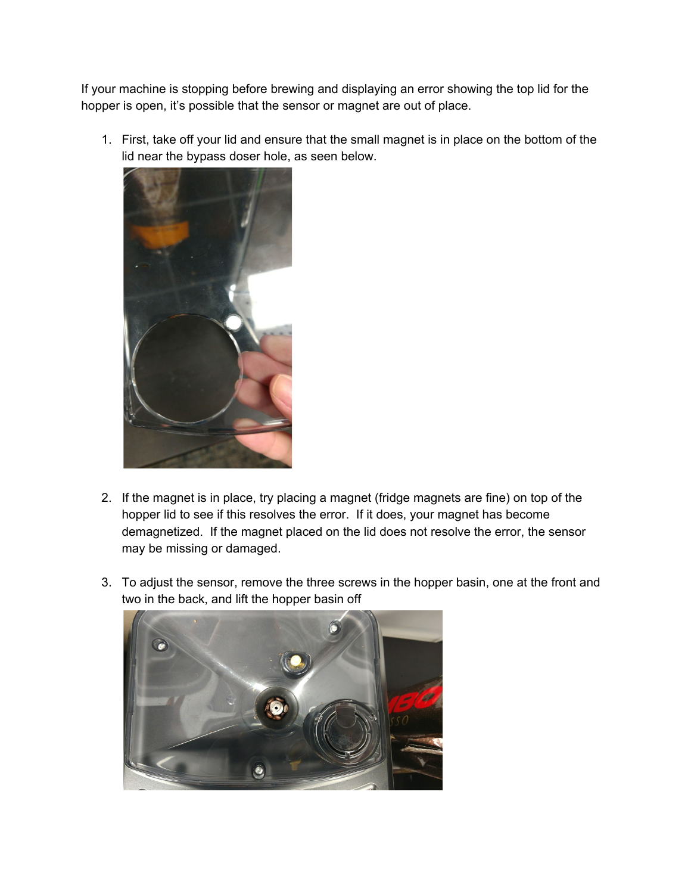If your machine is stopping before brewing and displaying an error showing the top lid for the hopper is open, it's possible that the sensor or magnet are out of place.

1. First, take off your lid and ensure that the small magnet is in place on the bottom of the lid near the bypass doser hole, as seen below.

2. If the magnet is in place, try placing a magnet (fridge magnets are fine) on top of the hopper lid to see if this resolves the error. If it does, your magnet has become demagnetized. If the magnet placed on the lid does not resolve the error, the sensor may be missing or damaged.

3. To adjust the sensor, remove the three screws in the hopper basin, one at the front and two in the back, and lift the hopper basin off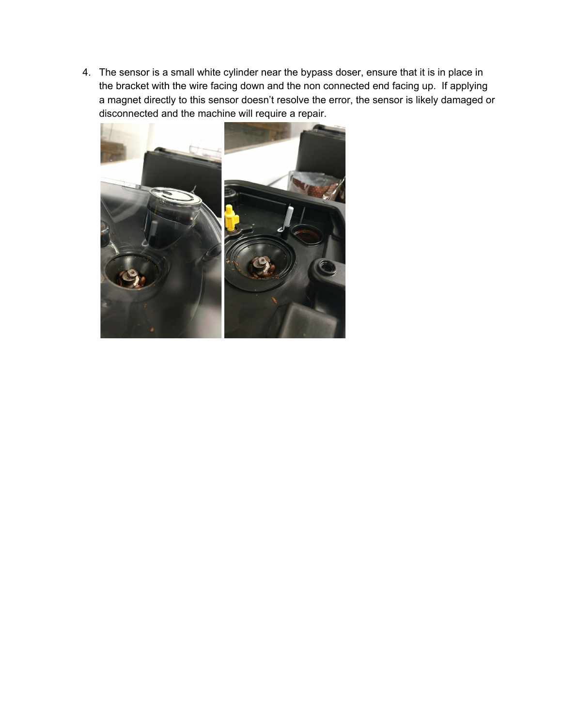4. The sensor is a small white cylinder near the bypass doser, ensure that it is in place in the bracket with the wire facing down and the non connected end facing up. If applying a magnet directly to this sensor doesn't resolve the error, the sensor is likely damaged or disconnected and the machine will require a repair.